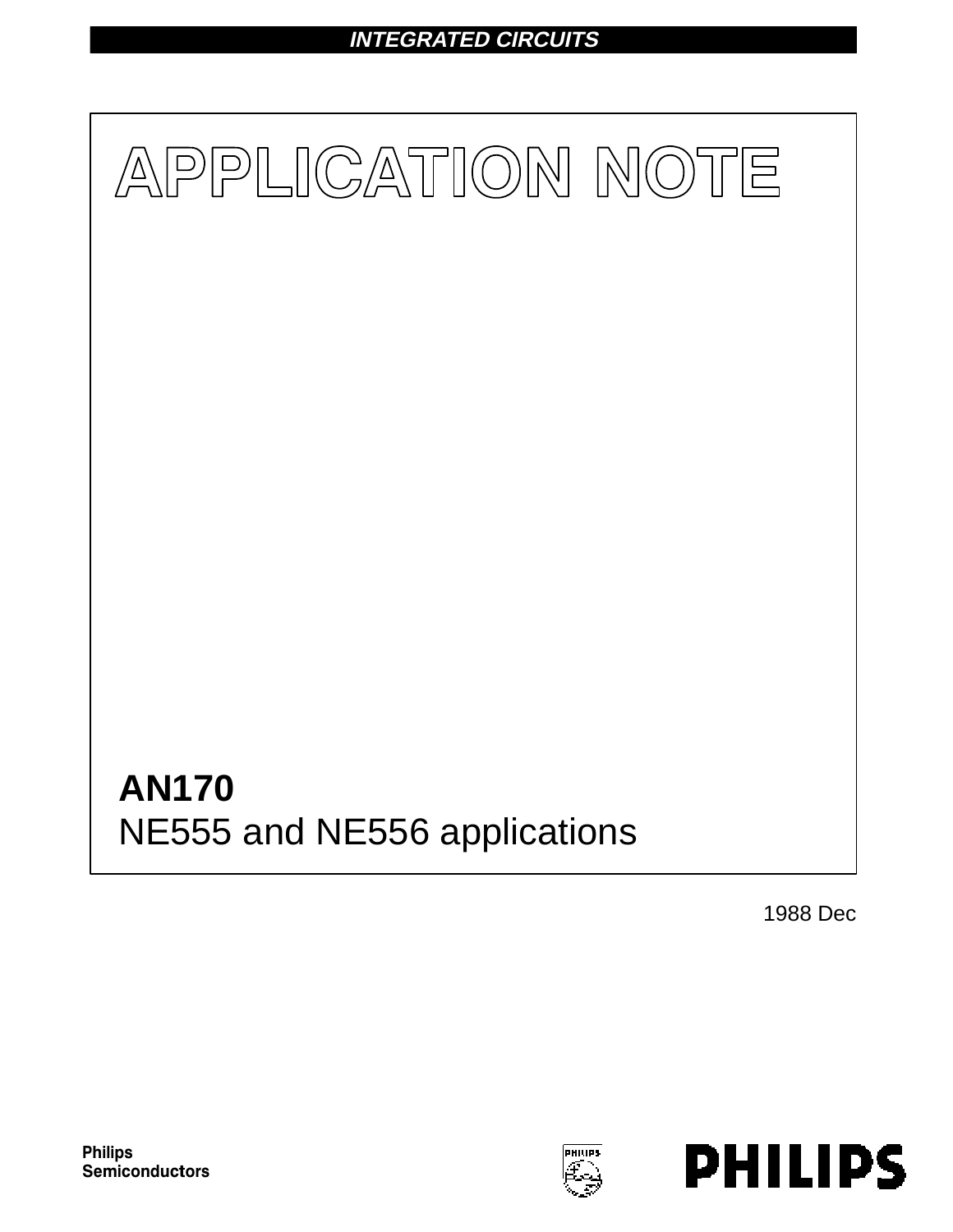INTEGRATED CIRCUITS

# APPLICATION NOTE

## AN170
NE555 and NE556 applications

1988 Dec

Philips Semiconductors

PHILIPS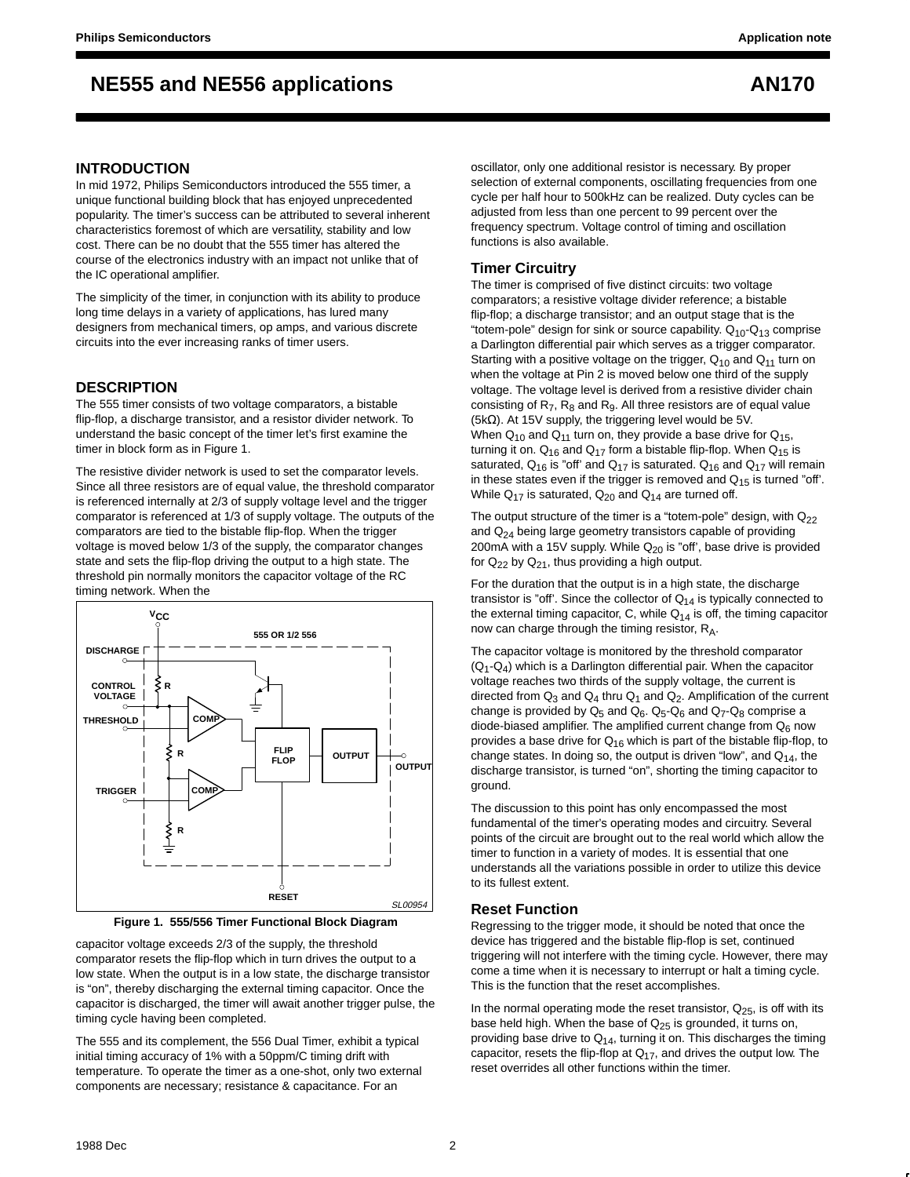# NE555 and NE556 applications

## AN170

## INTRODUCTION

In mid 1972, Philips Semiconductors introduced the 555 timer, a unique functional building block that has enjoyed unprecedented popularity. The timer's success can be attributed to several inherent characteristics foremost of which are versatility, stability and low cost. There can be no doubt that the 555 timer has altered the course of the electronics industry with an impact not unlike that of the IC operational amplifier.

The simplicity of the timer, in conjunction with its ability to produce long time delays in a variety of applications, has lured many designers from mechanical timers, op amps, and various discrete circuits into the ever increasing ranks of timer users.

## DESCRIPTION

The 555 timer consists of two voltage comparators, a bistable flip-flop, a discharge transistor, and a resistor divider network. To understand the basic concept of the timer let's first examine the timer in block form as in Figure 1.

The resistive divider network is used to set the comparator levels. Since all three resistors are of equal value, the threshold comparator is referenced internally at 2/3 of supply voltage level and the trigger comparator is referenced at 1/3 of supply voltage. The outputs of the comparators are tied to the bistable flip-flop. When the trigger voltage is moved below 1/3 of the supply, the comparator changes state and sets the flip-flop driving the output to a high state. The threshold pin normally monitors the capacitor voltage of the RC timing network. When the capacitor voltage exceeds 2/3 of the supply, the threshold comparator resets the flip-flop which in turn drives the output to a low state. When the output is in a low state, the discharge transistor is "on", thereby discharging the external timing capacitor. Once the capacitor is discharged, the timer will await another trigger pulse, the timing cycle having been completed.

Figure 1. 555/556 Timer Functional Block Diagram

The 555 and its complement, the 556 Dual Timer, exhibit a typical initial timing accuracy of 1% with a 50ppm/C timing drift with temperature. To operate the timer as a one-shot, only two external components are necessary; resistance & capacitance. For an oscillator, only one additional resistor is necessary. By proper selection of external components, oscillating frequencies from one cycle per half hour to 500kHz can be realized. Duty cycles can be adjusted from less than one percent to 99 percent over the frequency spectrum. Voltage control of timing and oscillation functions is also available.

### Timer Circuitry

The timer is comprised of five distinct circuits: two voltage comparators; a resistive voltage divider reference; a bistable flip-flop; a discharge transistor; and an output stage that is the "totem-pole" design for sink or source capability. $Q_{10}$-$Q_{13}$ comprise a Darlington differential pair which serves as a trigger comparator. Starting with a positive voltage on the trigger, $Q_{10}$ and $Q_{11}$ turn on when the voltage at Pin 2 is moved below one third of the supply voltage. The voltage level is derived from a resistive divider chain consisting of $R_7$, $R_8$ and $R_9$. All three resistors are of equal value (5kΩ). At 15V supply, the triggering level would be 5V.
When $Q_{10}$ and $Q_{11}$ turn on, they provide a base drive for $Q_{15}$, turning it on. $Q_{16}$ and $Q_{17}$ form a bistable flip-flop. When $Q_{15}$ is saturated, $Q_{16}$ is "off" and $Q_{17}$ is saturated. $Q_{16}$ and $Q_{17}$ will remain in these states even if the trigger is removed and $Q_{15}$ is turned "off". While $Q_{17}$ is saturated, $Q_{20}$ and $Q_{14}$ are turned off.

The output structure of the timer is a "totem-pole" design, with $Q_{22}$ and $Q_{24}$ being large geometry transistors capable of providing 200mA with a 15V supply. While $Q_{20}$ is "off", base drive is provided for $Q_{22}$ by $Q_{21}$, thus providing a high output.

For the duration that the output is in a high state, the discharge transistor is "off". Since the collector of $Q_{14}$ is typically connected to the external timing capacitor, C, while $Q_{14}$ is off, the timing capacitor now can charge through the timing resistor, $R_A$.

The capacitor voltage is monitored by the threshold comparator ($Q_1$-$Q_4$) which is a Darlington differential pair. When the capacitor voltage reaches two thirds of the supply voltage, the current is directed from $Q_3$ and $Q_4$ thru $Q_1$ and $Q_2$. Amplification of the current change is provided by $Q_5$ and $Q_6$. $Q_5$-$Q_6$ and $Q_7$-$Q_8$ comprise a diode-biased amplifier. The amplified current change from $Q_6$ now provides a base drive for $Q_{16}$ which is part of the bistable flip-flop, to change states. In doing so, the output is driven "low", and $Q_{14}$, the discharge transistor, is turned "on", shorting the timing capacitor to ground.

The discussion to this point has only encompassed the most fundamental of the timer's operating modes and circuitry. Several points of the circuit are brought out to the real world which allow the timer to function in a variety of modes. It is essential that one understands all the variations possible in order to utilize this device to its fullest extent.

### Reset Function

Regressing to the trigger mode, it should be noted that once the device has triggered and the bistable flip-flop is set, continued triggering will not interfere with the timing cycle. However, there may come a time when it is necessary to interrupt or halt a timing cycle. This is the function that the reset accomplishes.

In the normal operating mode the reset transistor, $Q_{25}$, is off with its base held high. When the base of $Q_{25}$ is grounded, it turns on, providing base drive to $Q_{14}$, turning it on. This discharges the timing capacitor, resets the flip-flop at $Q_{17}$, and drives the output low. The reset overrides all other functions within the timer.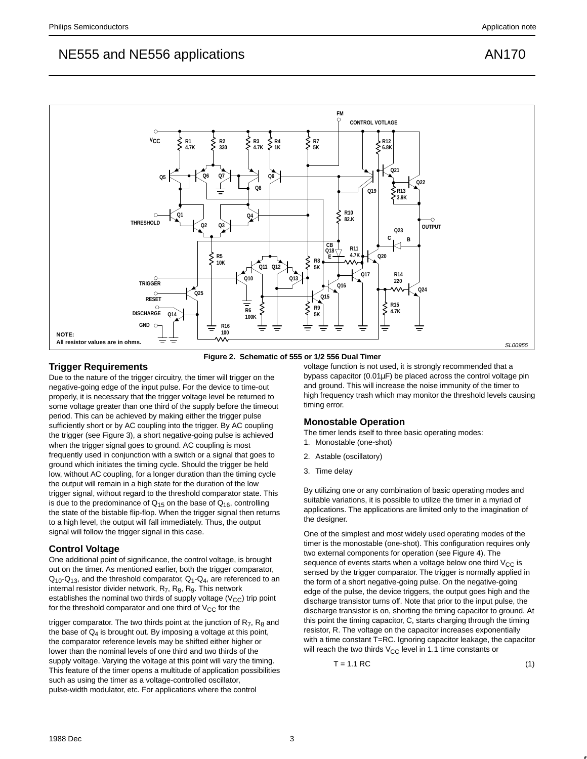Figure 2. Schematic of 555 or 1/2 556 Dual Timer

## Trigger Requirements

Due to the nature of the trigger circuitry, the timer will trigger on the negative-going edge of the input pulse. For the device to time-out properly, it is necessary that the trigger voltage level be returned to some voltage greater than one third of the supply before the timeout period. This can be achieved by making either the trigger pulse sufficiently short or by AC coupling into the trigger. By AC coupling the trigger (see Figure 3), a short negative-going pulse is achieved when the trigger signal goes to ground. AC coupling is most frequently used in conjunction with a switch or a signal that goes to ground which initiates the timing cycle. Should the trigger be held low, without AC coupling, for a longer duration than the timing cycle the output will remain in a high state for the duration of the low trigger signal, without regard to the threshold comparator state. This is due to the predominance of $Q_{15}$ on the base of $Q_{16}$, controlling the state of the bistable flip-flop. When the trigger signal then returns to a high level, the output will fall immediately. Thus, the output signal will follow the trigger signal in this case.

## Control Voltage

One additional point of significance, the control voltage, is brought out on the timer. As mentioned earlier, both the trigger comparator, $Q_{10}$-$Q_{13}$, and the threshold comparator, $Q_1$-$Q_4$, are referenced to an internal resistor divider network, $R_7$, $R_8$, $R_9$. This network establishes the nominal two thirds of supply voltage ($V_{CC}$) trip point for the threshold comparator and one third of $V_{CC}$ for the trigger comparator. The two thirds point at the junction of $R_7$, $R_8$ and the base of $Q_4$ is brought out. By imposing a voltage at this point, the comparator reference levels may be shifted either higher or lower than the nominal levels of one third and two thirds of the supply voltage. Varying the voltage at this point will vary the timing. This feature of the timer opens a multitude of application possibilities such as using the timer as a voltage-controlled oscillator, pulse-width modulator, etc. For applications where the control voltage function is not used, it is strongly recommended that a bypass capacitor (0.01μF) be placed across the control voltage pin and ground. This will increase the noise immunity of the timer to high frequency trash which may monitor the threshold levels causing timing error.

## Monostable Operation

The timer lends itself to three basic operating modes:

1. Monostable (one-shot)
2. Astable (oscillatory)
3. Time delay

By utilizing one or any combination of basic operating modes and suitable variations, it is possible to utilize the timer in a myriad of applications. The applications are limited only to the imagination of the designer.

One of the simplest and most widely used operating modes of the timer is the monostable (one-shot). This configuration requires only two external components for operation (see Figure 4). The sequence of events starts when a voltage below one third $V_{CC}$ is sensed by the trigger comparator. The trigger is normally applied in the form of a short negative-going pulse. On the negative-going edge of the pulse, the device triggers, the output goes high and the discharge transistor turns off. Note that prior to the input pulse, the discharge transistor is on, shorting the timing capacitor to ground. At this point the timing capacitor, C, starts charging through the timing resistor, R. The voltage on the capacitor increases exponentially with a time constant T=RC. Ignoring capacitor leakage, the capacitor will reach the two thirds $V_{CC}$ level in 1.1 time constants or

$$T = 1.1\ RC \tag{1}$$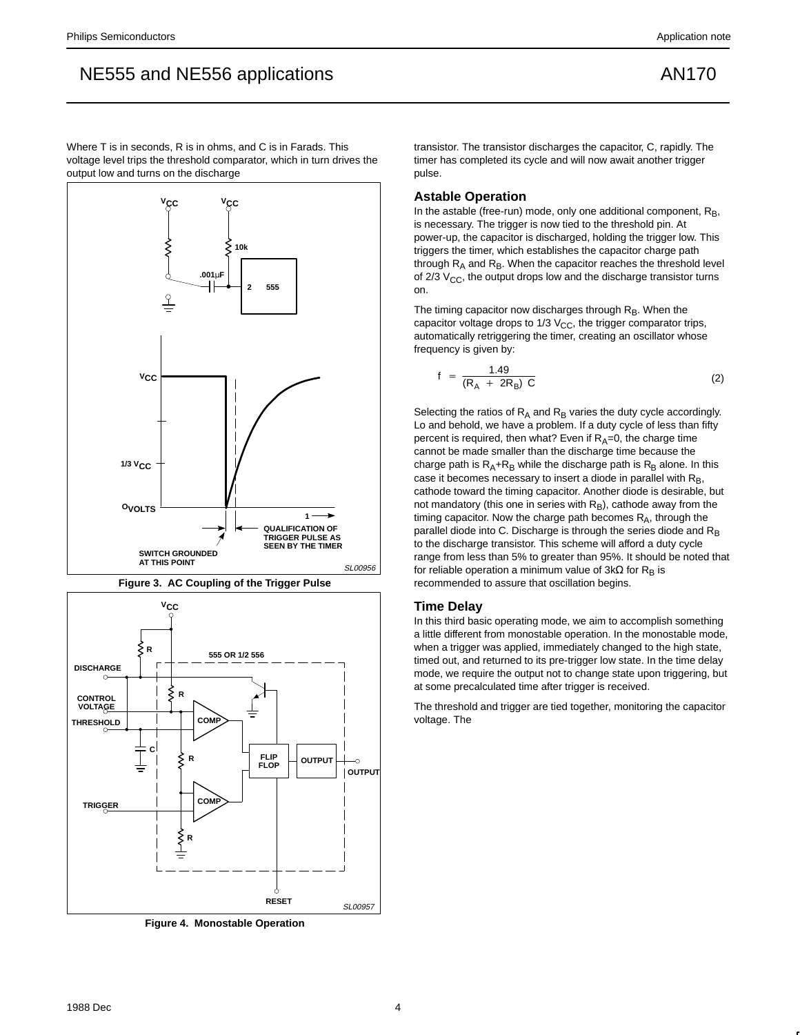Where T is in seconds, R is in ohms, and C is in Farads. This voltage level trips the threshold comparator, which in turn drives the output low and turns on the discharge transistor. The transistor discharges the capacitor, C, rapidly. The timer has completed its cycle and will now await another trigger pulse.

Figure 3. AC Coupling of the Trigger Pulse

Figure 4. Monostable Operation

## Astable Operation

In the astable (free-run) mode, only one additional component, $R_B$, is necessary. The trigger is now tied to the threshold pin. At power-up, the capacitor is discharged, holding the trigger low. This triggers the timer, which establishes the capacitor charge path through $R_A$ and $R_B$. When the capacitor reaches the threshold level of 2/3 $V_{CC}$, the output drops low and the discharge transistor turns on.

The timing capacitor now discharges through $R_B$. When the capacitor voltage drops to 1/3 $V_{CC}$, the trigger comparator trips, automatically retriggering the timer, creating an oscillator whose frequency is given by:

$$f = \frac{1.49}{(R_A + 2R_B)\ C} \tag{2}$$

Selecting the ratios of $R_A$ and $R_B$ varies the duty cycle accordingly. Lo and behold, we have a problem. If a duty cycle of less than fifty percent is required, then what? Even if $R_A$=0, the charge time cannot be made smaller than the discharge time because the charge path is $R_A$+$R_B$ while the discharge path is $R_B$ alone. In this case it becomes necessary to insert a diode in parallel with $R_B$, cathode toward the timing capacitor. Another diode is desirable, but not mandatory (this one in series with $R_B$), cathode away from the timing capacitor. Now the charge path becomes $R_A$, through the parallel diode into C. Discharge is through the series diode and $R_B$ to the discharge transistor. This scheme will afford a duty cycle range from less than 5% to greater than 95%. It should be noted that for reliable operation a minimum value of 3kΩ for $R_B$ is recommended to assure that oscillation begins.

## Time Delay

In this third basic operating mode, we aim to accomplish something a little different from monostable operation. In the monostable mode, when a trigger was applied, immediately changed to the high state, timed out, and returned to its pre-trigger low state. In the time delay mode, we require the output not to change state upon triggering, but at some precalculated time after trigger is received.

The threshold and trigger are tied together, monitoring the capacitor voltage. The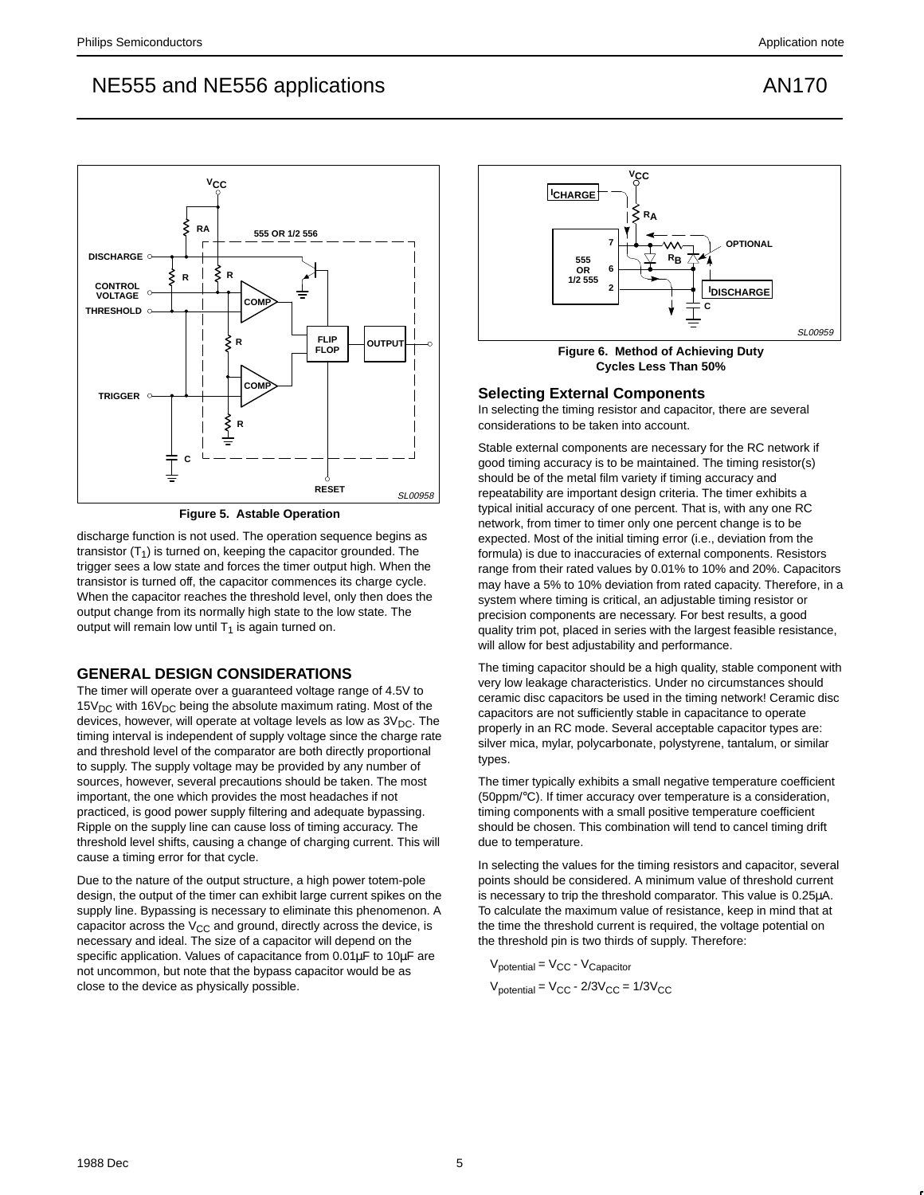Figure 5. Astable Operation

discharge function is not used. The operation sequence begins as transistor ($T_1$) is turned on, keeping the capacitor grounded. The trigger sees a low state and forces the timer output high. When the transistor is turned off, the capacitor commences its charge cycle. When the capacitor reaches the threshold level, only then does the output change from its normally high state to the low state. The output will remain low until $T_1$ is again turned on.

## GENERAL DESIGN CONSIDERATIONS

The timer will operate over a guaranteed voltage range of 4.5V to $15V_{DC}$ with $16V_{DC}$ being the absolute maximum rating. Most of the devices, however, will operate at voltage levels as low as $3V_{DC}$. The timing interval is independent of supply voltage since the charge rate and threshold level of the comparator are both directly proportional to supply. The supply voltage may be provided by any number of sources, however, several precautions should be taken. The most important, the one which provides the most headaches if not practiced, is good power supply filtering and adequate bypassing. Ripple on the supply line can cause loss of timing accuracy. The threshold level shifts, causing a change of charging current. This will cause a timing error for that cycle.

Due to the nature of the output structure, a high power totem-pole design, the output of the timer can exhibit large current spikes on the supply line. Bypassing is necessary to eliminate this phenomenon. A capacitor across the $V_{CC}$ and ground, directly across the device, is necessary and ideal. The size of a capacitor will depend on the specific application. Values of capacitance from 0.01μF to 10μF are not uncommon, but note that the bypass capacitor would be as close to the device as physically possible.

Figure 6. Method of Achieving Duty Cycles Less Than 50%

### Selecting External Components

In selecting the timing resistor and capacitor, there are several considerations to be taken into account.

Stable external components are necessary for the RC network if good timing accuracy is to be maintained. The timing resistor(s) should be of the metal film variety if timing accuracy and repeatability are important design criteria. The timer exhibits a typical initial accuracy of one percent. That is, with any one RC network, from timer to timer only one percent change is to be expected. Most of the initial timing error (i.e., deviation from the formula) is due to inaccuracies of external components. Resistors range from their rated values by 0.01% to 10% and 20%. Capacitors may have a 5% to 10% deviation from rated capacity. Therefore, in a system where timing is critical, an adjustable timing resistor or precision components are necessary. For best results, a good quality trim pot, placed in series with the largest feasible resistance, will allow for best adjustability and performance.

The timing capacitor should be a high quality, stable component with very low leakage characteristics. Under no circumstances should ceramic disc capacitors be used in the timing network! Ceramic disc capacitors are not sufficiently stable in capacitance to operate properly in an RC mode. Several acceptable capacitor types are: silver mica, mylar, polycarbonate, polystyrene, tantalum, or similar types.

The timer typically exhibits a small negative temperature coefficient (50ppm/°C). If timer accuracy over temperature is a consideration, timing components with a small positive temperature coefficient should be chosen. This combination will tend to cancel timing drift due to temperature.

In selecting the values for the timing resistors and capacitor, several points should be considered. A minimum value of threshold current is necessary to trip the threshold comparator. This value is 0.25μA. To calculate the maximum value of resistance, keep in mind that at the time the threshold current is required, the voltage potential on the threshold pin is two thirds of supply. Therefore:

$$V_{potential} = V_{CC} - V_{Capacitor}$$

$$V_{potential} = V_{CC} - 2/3V_{CC} = 1/3V_{CC}$$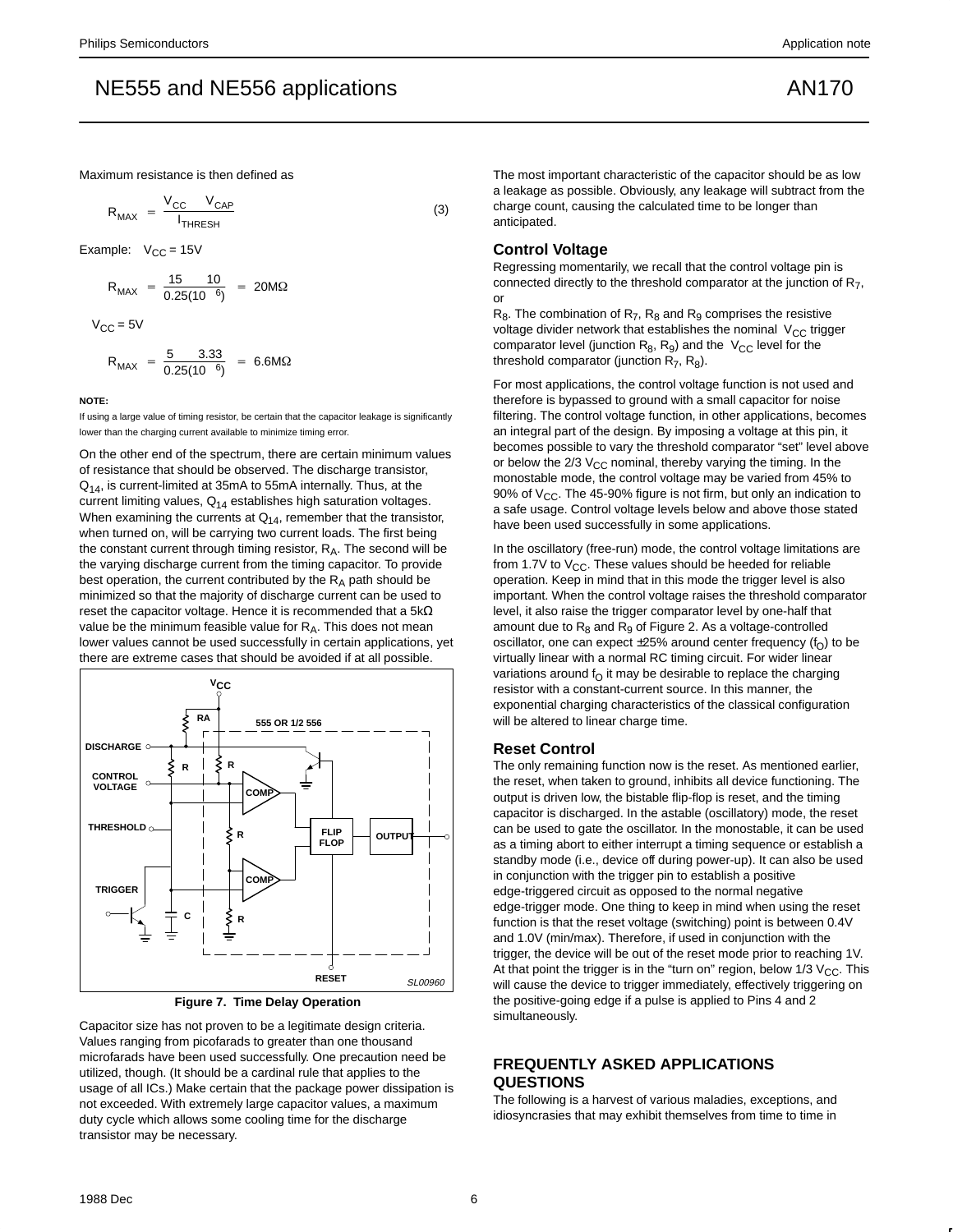Maximum resistance is then defined as

$$R_{MAX} = \frac{V_{CC} - V_{CAP}}{I_{THRESH}} \quad (3)$$

Example: $V_{CC}$ = 15V

$$R_{MAX} = \frac{15 - 10}{0.25(10^{-6})} = 20M\Omega$$

$V_{CC}$ = 5V

$$R_{MAX} = \frac{5 - 3.33}{0.25(10^{-6})} = 6.6M\Omega$$

**NOTE:**

If using a large value of timing resistor, be certain that the capacitor leakage is significantly lower than the charging current available to minimize timing error.

On the other end of the spectrum, there are certain minimum values of resistance that should be observed. The discharge transistor, $Q_{14}$, is current-limited at 35mA to 55mA internally. Thus, at the current limiting values, $Q_{14}$ establishes high saturation voltages. When examining the currents at $Q_{14}$, remember that the transistor, when turned on, will be carrying two current loads. The first being the constant current through timing resistor, $R_A$. The second will be the varying discharge current from the timing capacitor. To provide best operation, the current contributed by the $R_A$ path should be minimized so that the majority of discharge current can be used to reset the capacitor voltage. Hence it is recommended that a 5kΩ value be the minimum feasible value for $R_A$. This does not mean lower values cannot be used successfully in certain applications, yet there are extreme cases that should be avoided if at all possible.

**Figure 7. Time Delay Operation**

Capacitor size has not proven to be a legitimate design criteria. Values ranging from picofarads to greater than one thousand microfarads have been used successfully. One precaution need be utilized, though. (It should be a cardinal rule that applies to the usage of all ICs.) Make certain that the package power dissipation is not exceeded. With extremely large capacitor values, a maximum duty cycle which allows some cooling time for the discharge transistor may be necessary.

The most important characteristic of the capacitor should be as low a leakage as possible. Obviously, any leakage will subtract from the charge count, causing the calculated time to be longer than anticipated.

## Control Voltage

Regressing momentarily, we recall that the control voltage pin is connected directly to the threshold comparator at the junction of $R_7$, or $R_8$. The combination of $R_7$, $R_8$ and $R_9$ comprises the resistive voltage divider network that establishes the nominal $V_{CC}$ trigger comparator level (junction $R_8$, $R_9$) and the $V_{CC}$ level for the threshold comparator (junction $R_7$, $R_8$).

For most applications, the control voltage function is not used and therefore is bypassed to ground with a small capacitor for noise filtering. The control voltage function, in other applications, becomes an integral part of the design. By imposing a voltage at this pin, it becomes possible to vary the threshold comparator "set" level above or below the 2/3 $V_{CC}$ nominal, thereby varying the timing. In the monostable mode, the control voltage may be varied from 45% to 90% of $V_{CC}$. The 45-90% figure is not firm, but only an indication to a safe usage. Control voltage levels below and above those stated have been used successfully in some applications.

In the oscillatory (free-run) mode, the control voltage limitations are from 1.7V to $V_{CC}$. These values should be heeded for reliable operation. Keep in mind that in this mode the trigger level is also important. When the control voltage raises the threshold comparator level, it also raise the trigger comparator level by one-half that amount due to $R_8$ and $R_9$ of Figure 2. As a voltage-controlled oscillator, one can expect ±25% around center frequency ($f_O$) to be virtually linear with a normal RC timing circuit. For wider linear variations around $f_O$ it may be desirable to replace the charging resistor with a constant-current source. In this manner, the exponential charging characteristics of the classical configuration will be altered to linear charge time.

## Reset Control

The only remaining function now is the reset. As mentioned earlier, the reset, when taken to ground, inhibits all device functioning. The output is driven low, the bistable flip-flop is reset, and the timing capacitor is discharged. In the astable (oscillatory) mode, the reset can be used to gate the oscillator. In the monostable, it can be used as a timing abort to either interrupt a timing sequence or establish a standby mode (i.e., device off during power-up). It can also be used in conjunction with the trigger pin to establish a positive edge-triggered circuit as opposed to the normal negative edge-trigger mode. One thing to keep in mind when using the reset function is that the reset voltage (switching) point is between 0.4V and 1.0V (min/max). Therefore, if used in conjunction with the trigger, the device will be out of the reset mode prior to reaching 1V. At that point the trigger is in the "turn on" region, below 1/3 $V_{CC}$. This will cause the device to trigger immediately, effectively triggering on the positive-going edge if a pulse is applied to Pins 4 and 2 simultaneously.

## FREQUENTLY ASKED APPLICATIONS QUESTIONS

The following is a harvest of various maladies, exceptions, and idiosyncrasies that may exhibit themselves from time to time in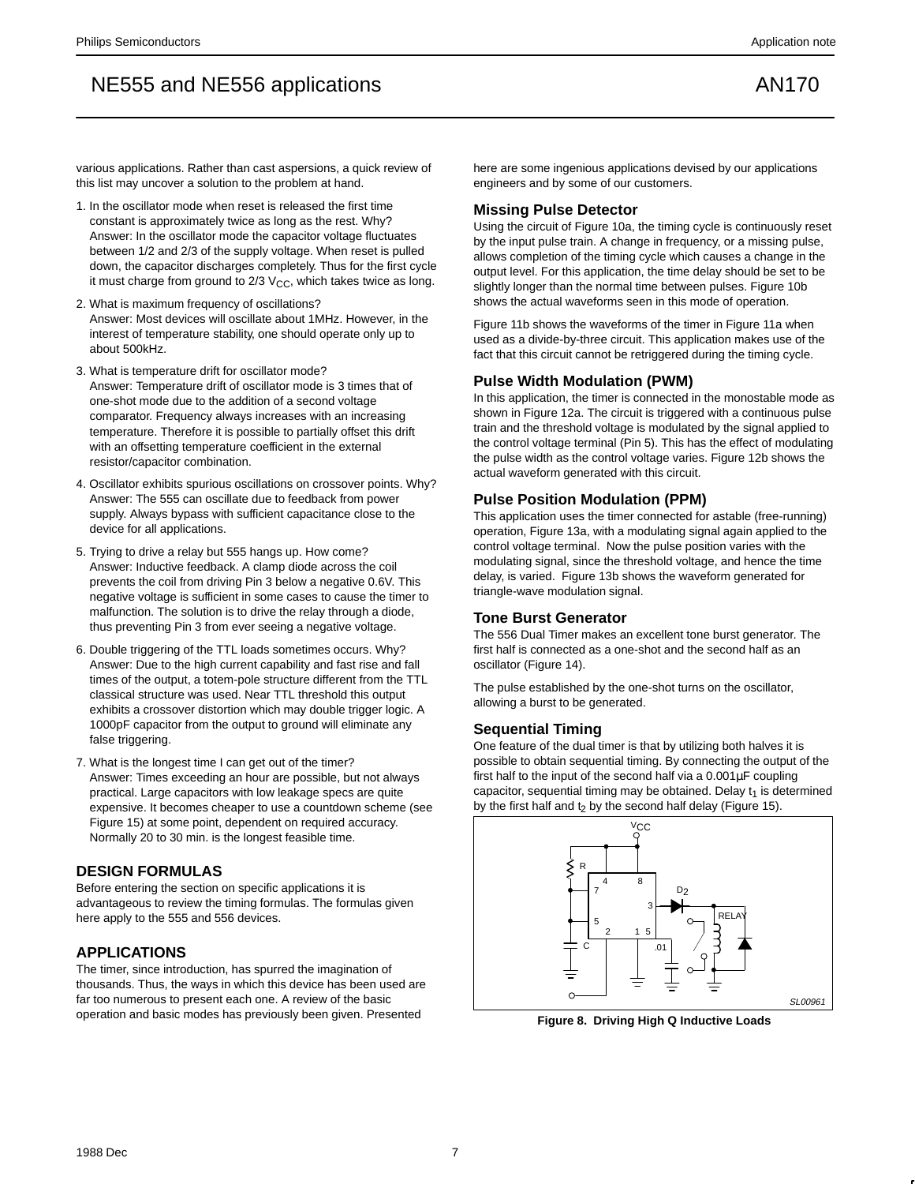various applications. Rather than cast aspersions, a quick review of this list may uncover a solution to the problem at hand.

1. In the oscillator mode when reset is released the first time constant is approximately twice as long as the rest. Why?
   Answer: In the oscillator mode the capacitor voltage fluctuates between 1/2 and 2/3 of the supply voltage. When reset is pulled down, the capacitor discharges completely. Thus for the first cycle it must charge from ground to 2/3 $V_{CC}$, which takes twice as long.
2. What is maximum frequency of oscillations?
   Answer: Most devices will oscillate about 1MHz. However, in the interest of temperature stability, one should operate only up to about 500kHz.
3. What is temperature drift for oscillator mode?
   Answer: Temperature drift of oscillator mode is 3 times that of one-shot mode due to the addition of a second voltage comparator. Frequency always increases with an increasing temperature. Therefore it is possible to partially offset this drift with an offsetting temperature coefficient in the external resistor/capacitor combination.
4. Oscillator exhibits spurious oscillations on crossover points. Why?
   Answer: The 555 can oscillate due to feedback from power supply. Always bypass with sufficient capacitance close to the device for all applications.
5. Trying to drive a relay but 555 hangs up. How come?
   Answer: Inductive feedback. A clamp diode across the coil prevents the coil from driving Pin 3 below a negative 0.6V. This negative voltage is sufficient in some cases to cause the timer to malfunction. The solution is to drive the relay through a diode, thus preventing Pin 3 from ever seeing a negative voltage.
6. Double triggering of the TTL loads sometimes occurs. Why?
   Answer: Due to the high current capability and fast rise and fall times of the output, a totem-pole structure different from the TTL classical structure was used. Near TTL threshold this output exhibits a crossover distortion which may double trigger logic. A 1000pF capacitor from the output to ground will eliminate any false triggering.
7. What is the longest time I can get out of the timer?
   Answer: Times exceeding an hour are possible, but not always practical. Large capacitors with low leakage specs are quite expensive. It becomes cheaper to use a countdown scheme (see Figure 15) at some point, dependent on required accuracy. Normally 20 to 30 min. is the longest feasible time.

## DESIGN FORMULAS

Before entering the section on specific applications it is advantageous to review the timing formulas. The formulas given here apply to the 555 and 556 devices.

## APPLICATIONS

The timer, since introduction, has spurred the imagination of thousands. Thus, the ways in which this device has been used are far too numerous to present each one. A review of the basic operation and basic modes has previously been given. Presented here are some ingenious applications devised by our applications engineers and by some of our customers.

### Missing Pulse Detector

Using the circuit of Figure 10a, the timing cycle is continuously reset by the input pulse train. A change in frequency, or a missing pulse, allows completion of the timing cycle which causes a change in the output level. For this application, the time delay should be set to be slightly longer than the normal time between pulses. Figure 10b shows the actual waveforms seen in this mode of operation.

Figure 11b shows the waveforms of the timer in Figure 11a when used as a divide-by-three circuit. This application makes use of the fact that this circuit cannot be retriggered during the timing cycle.

### Pulse Width Modulation (PWM)

In this application, the timer is connected in the monostable mode as shown in Figure 12a. The circuit is triggered with a continuous pulse train and the threshold voltage is modulated by the signal applied to the control voltage terminal (Pin 5). This has the effect of modulating the pulse width as the control voltage varies. Figure 12b shows the actual waveform generated with this circuit.

### Pulse Position Modulation (PPM)

This application uses the timer connected for astable (free-running) operation, Figure 13a, with a modulating signal again applied to the control voltage terminal. Now the pulse position varies with the modulating signal, since the threshold voltage, and hence the time delay, is varied. Figure 13b shows the waveform generated for triangle-wave modulation signal.

### Tone Burst Generator

The 556 Dual Timer makes an excellent tone burst generator. The first half is connected as a one-shot and the second half as an oscillator (Figure 14).

The pulse established by the one-shot turns on the oscillator, allowing a burst to be generated.

### Sequential Timing

One feature of the dual timer is that by utilizing both halves it is possible to obtain sequential timing. By connecting the output of the first half to the input of the second half via a 0.001µF coupling capacitor, sequential timing may be obtained. Delay $t_1$ is determined by the first half and $t_2$ by the second half delay (Figure 15).

Figure 8. Driving High Q Inductive Loads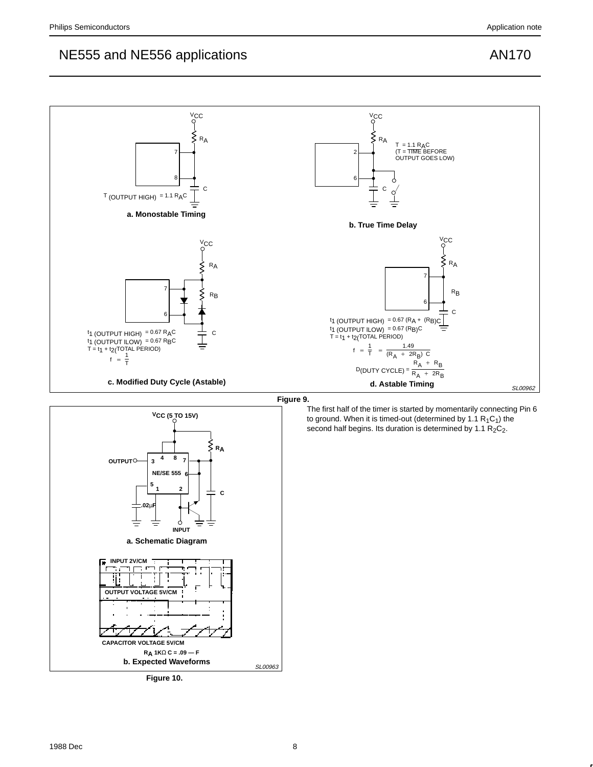a. Monostable Timing

$T_{(OUTPUT\ HIGH)} = 1.1\ R_AC$

b. True Time Delay

$T = 1.1\ R_AC$
(T = TIME BEFORE OUTPUT GOES LOW)

c. Modified Duty Cycle (Astable)

$t_1\ (OUTPUT\ HIGH) = 0.67\ R_AC$
$t_1\ (OUTPUT\ LOW) = 0.67\ R_BC$
$T = t_1 + t_2$ (TOTAL PERIOD)

$$f = \frac{1}{T}$$

d. Astable Timing

$t_1\ (OUTPUT\ HIGH) = 0.67\ (R_A + R_B)C$
$t_1\ (OUTPUT\ LOW) = 0.67\ (R_B)C$
$T = t_1 + t_2$ (TOTAL PERIOD)

$$f = \frac{1}{T} = \frac{1.49}{(R_A + 2R_B)\ C}$$

$$D(\text{DUTY CYCLE}) = \frac{R_A + R_B}{R_A + 2R_B}$$

SL00962

**Figure 9.**

The first half of the timer is started by momentarily connecting Pin 6 to ground. When it is timed-out (determined by $1.1\ R_1C_1$) the second half begins. Its duration is determined by $1.1\ R_2C_2$.

a. Schematic Diagram

INPUT 2V/CM
OUTPUT VOLTAGE 5V/CM
CAPACITOR VOLTAGE 5V/CM
$R_A$ 1KΩ C = .09 — F

b. Expected Waveforms

SL00963

**Figure 10.**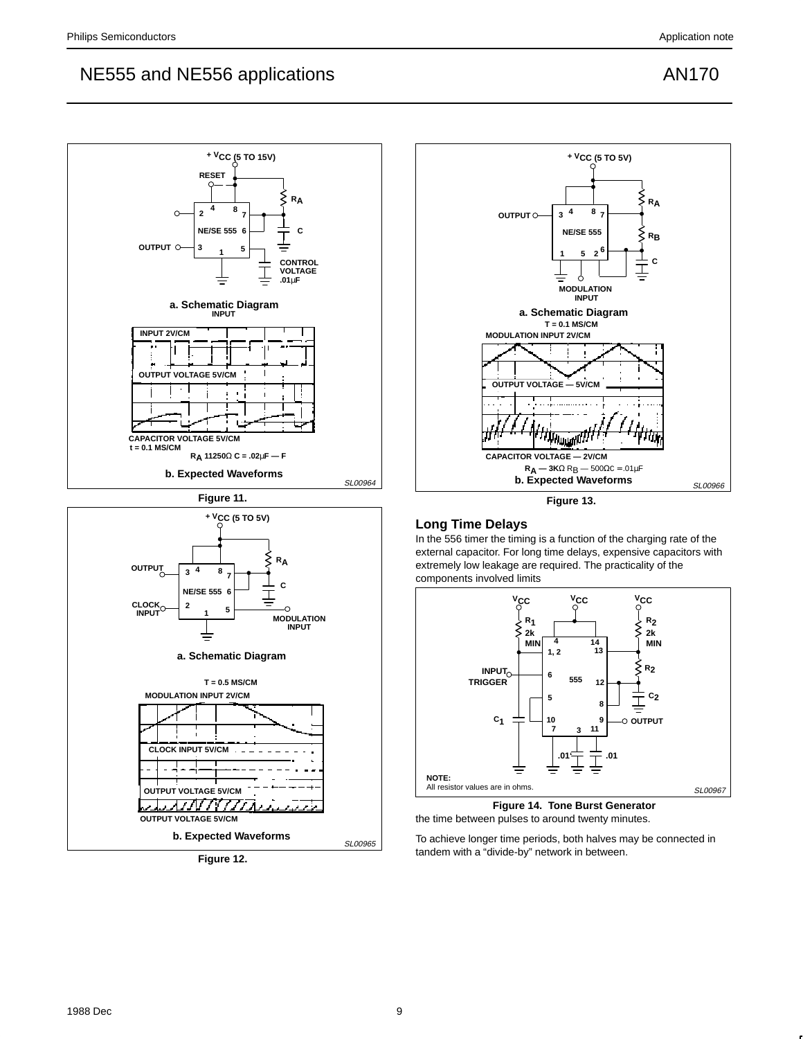Figure 11.

Figure 12.

Figure 13.

## Long Time Delays

In the 556 timer the timing is a function of the charging rate of the external capacitor. For long time delays, expensive capacitors with extremely low leakage are required. The practicality of the components involved limits the time between pulses to around twenty minutes.

**Figure 14. Tone Burst Generator**

To achieve longer time periods, both halves may be connected in tandem with a "divide-by" network in between.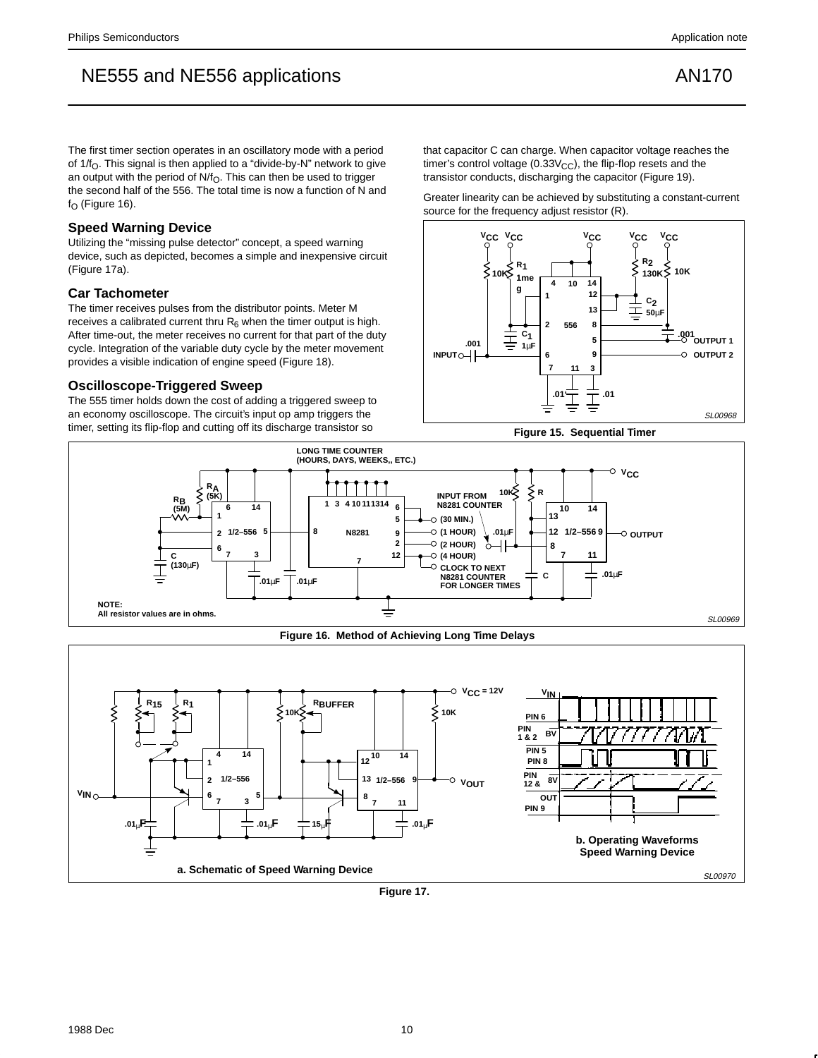The first timer section operates in an oscillatory mode with a period of $1/f_O$. This signal is then applied to a "divide-by-N" network to give an output with the period of $N/f_O$. This can then be used to trigger the second half of the 556. The total time is now a function of N and $f_O$ (Figure 16).

## Speed Warning Device

Utilizing the "missing pulse detector" concept, a speed warning device, such as depicted, becomes a simple and inexpensive circuit (Figure 17a).

## Car Tachometer

The timer receives pulses from the distributor points. Meter M receives a calibrated current thru $R_6$ when the timer output is high. After time-out, the meter receives no current for that part of the duty cycle. Integration of the variable duty cycle by the meter movement provides a visible indication of engine speed (Figure 18).

## Oscilloscope-Triggered Sweep

The 555 timer holds down the cost of adding a triggered sweep to an economy oscilloscope. The circuit's input op amp triggers the timer, setting its flip-flop and cutting off its discharge transistor so that capacitor C can charge. When capacitor voltage reaches the timer's control voltage ($0.33V_{CC}$), the flip-flop resets and the transistor conducts, discharging the capacitor (Figure 19).

Greater linearity can be achieved by substituting a constant-current source for the frequency adjust resistor (R).

Figure 15. Sequential Timer

Figure 16. Method of Achieving Long Time Delays

NOTE: All resistor values are in ohms.

a. Schematic of Speed Warning Device

b. Operating Waveforms Speed Warning Device

Figure 17.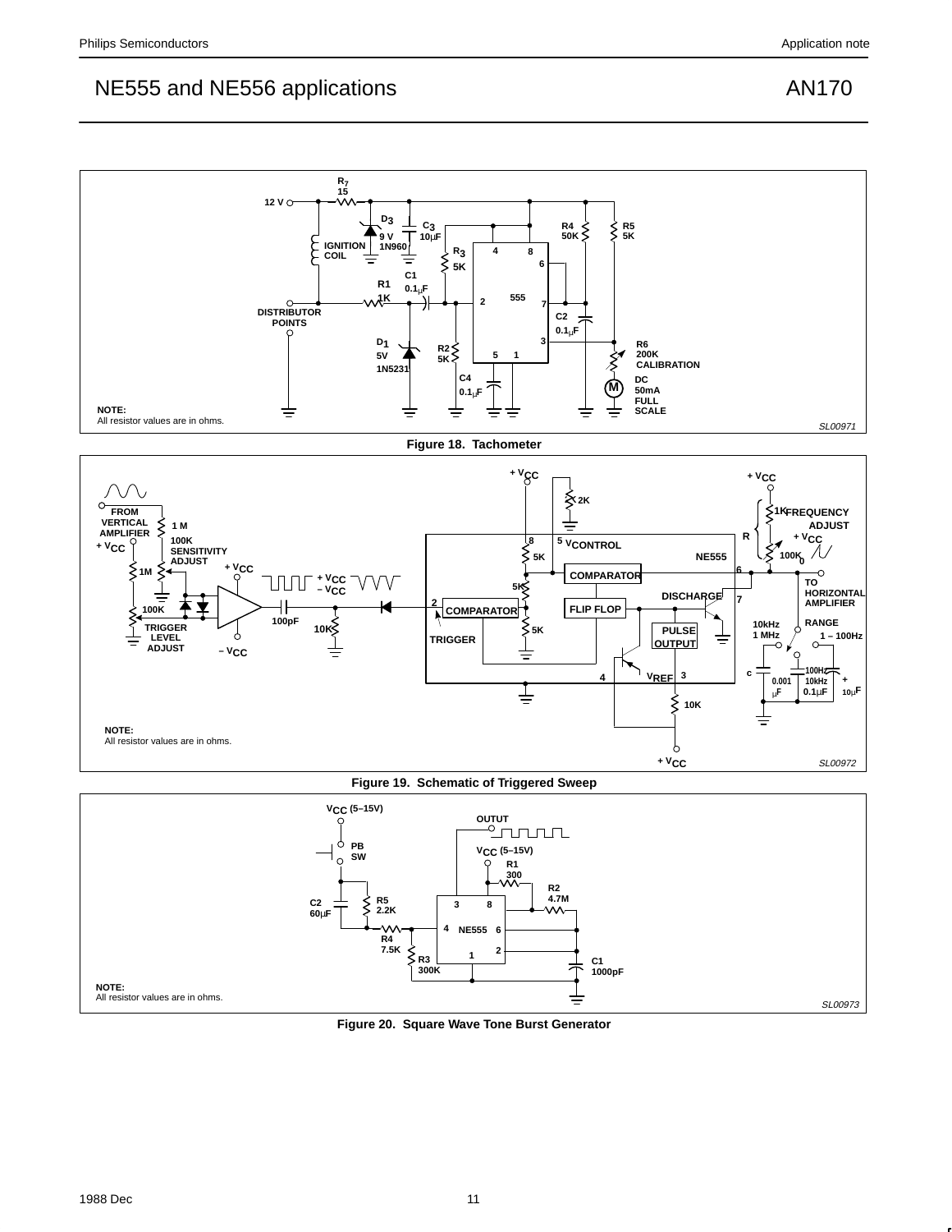NOTE:
All resistor values are in ohms.

Figure 18. Tachometer

NOTE:
All resistor values are in ohms.

Figure 19. Schematic of Triggered Sweep

NOTE:
All resistor values are in ohms.

Figure 20. Square Wave Tone Burst Generator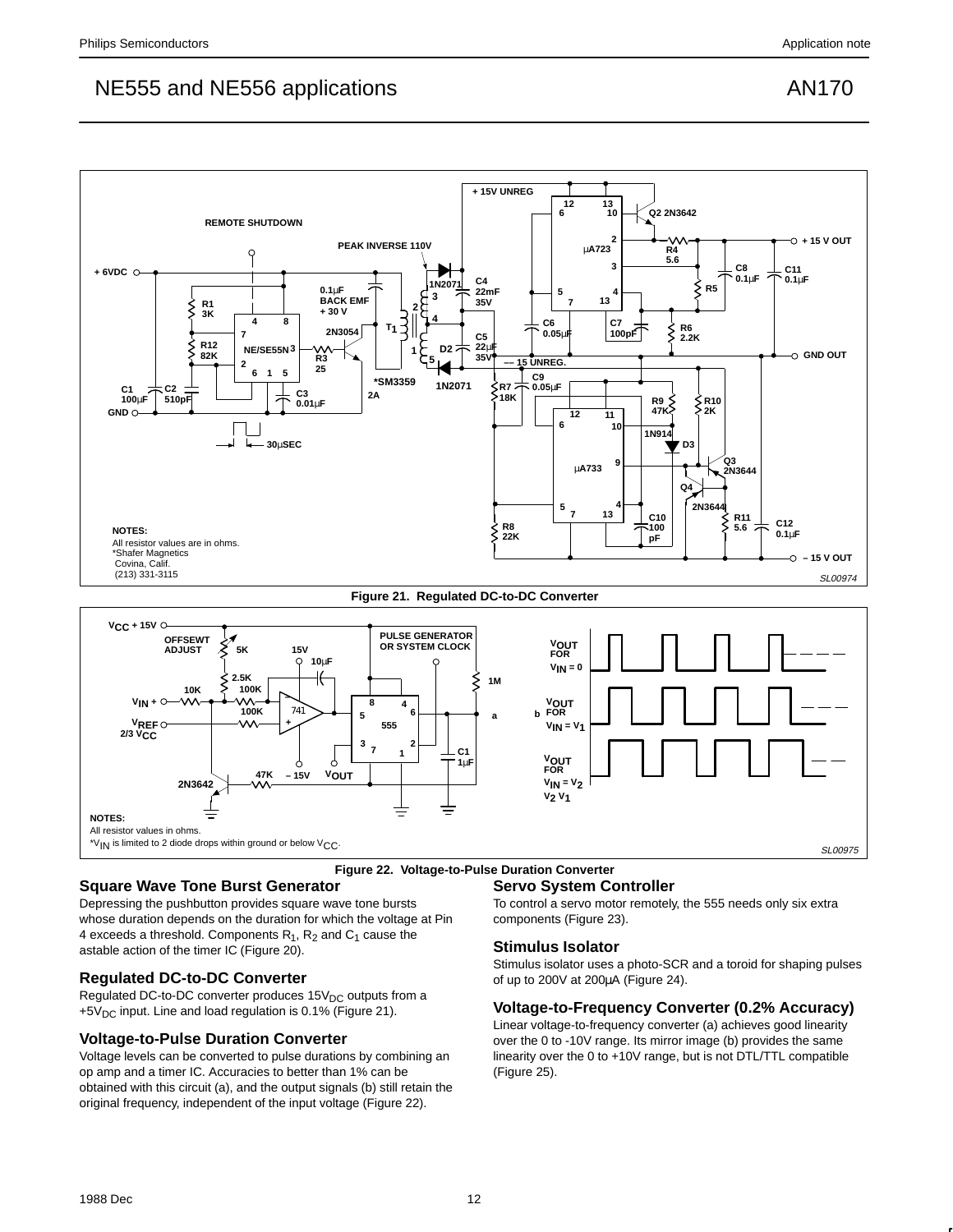Figure 21. Regulated DC-to-DC Converter

Figure 22. Voltage-to-Pulse Duration Converter

## Square Wave Tone Burst Generator

Depressing the pushbutton provides square wave tone bursts whose duration depends on the duration for which the voltage at Pin 4 exceeds a threshold. Components $R_1$, $R_2$ and $C_1$ cause the astable action of the timer IC (Figure 20).

## Regulated DC-to-DC Converter

Regulated DC-to-DC converter produces $15V_{DC}$ outputs from a $+5V_{DC}$ input. Line and load regulation is 0.1% (Figure 21).

## Voltage-to-Pulse Duration Converter

Voltage levels can be converted to pulse durations by combining an op amp and a timer IC. Accuracies to better than 1% can be obtained with this circuit (a), and the output signals (b) still retain the original frequency, independent of the input voltage (Figure 22).

## Servo System Controller

To control a servo motor remotely, the 555 needs only six extra components (Figure 23).

## Stimulus Isolator

Stimulus isolator uses a photo-SCR and a toroid for shaping pulses of up to 200V at 200μA (Figure 24).

## Voltage-to-Frequency Converter (0.2% Accuracy)

Linear voltage-to-frequency converter (a) achieves good linearity over the 0 to -10V range. Its mirror image (b) provides the same linearity over the 0 to +10V range, but is not DTL/TTL compatible (Figure 25).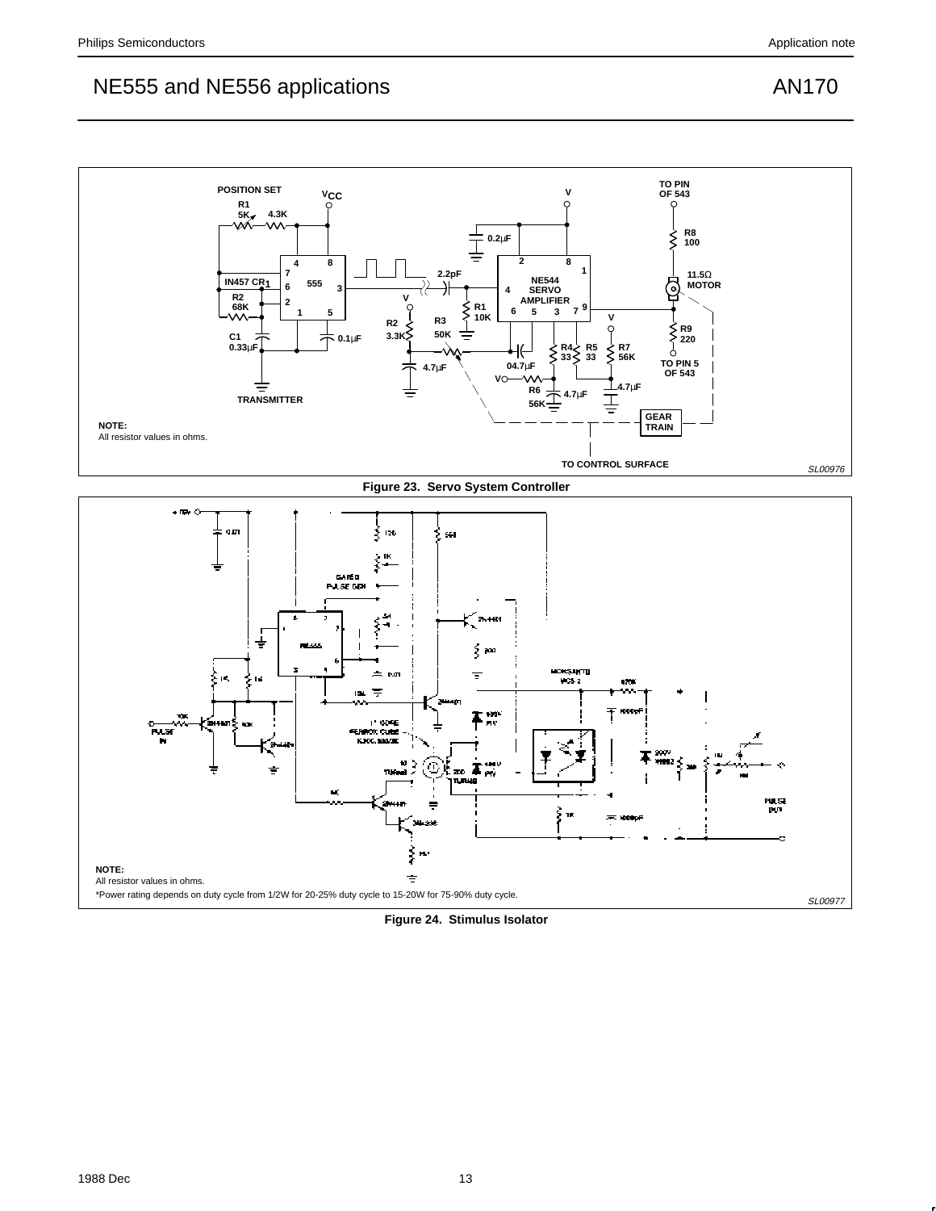NOTE:
All resistor values in ohms.

Figure 23. Servo System Controller

NOTE:
All resistor values in ohms.
*Power rating depends on duty cycle from 1/2W for 20-25% duty cycle to 15-20W for 75-90% duty cycle.

Figure 24. Stimulus Isolator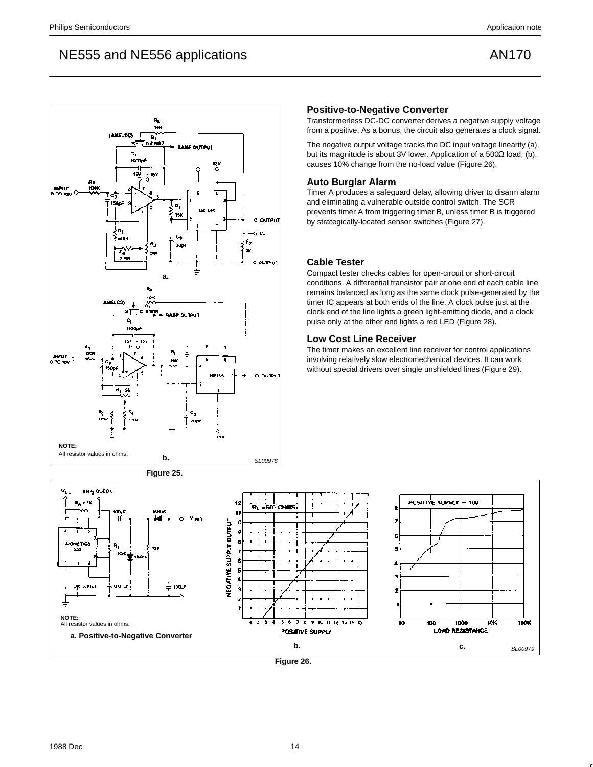## Positive-to-Negative Converter

Transformerless DC-DC converter derives a negative supply voltage from a positive. As a bonus, the circuit also generates a clock signal.

The negative output voltage tracks the DC input voltage linearity (a), but its magnitude is about 3V lower. Application of a 500Ω load, (b), causes 10% change from the no-load value (Figure 26).

## Auto Burglar Alarm

Timer A produces a safeguard delay, allowing driver to disarm alarm and eliminating a vulnerable outside control switch. The SCR prevents timer A from triggering timer B, unless timer B is triggered by strategically-located sensor switches (Figure 27).

## Cable Tester

Compact tester checks cables for open-circuit or short-circuit conditions. A differential transistor pair at one end of each cable line remains balanced as long as the same clock pulse-generated by the timer IC appears at both ends of the line. A clock pulse just at the clock end of the line lights a green light-emitting diode, and a clock pulse only at the other end lights a red LED (Figure 28).

## Low Cost Line Receiver

The timer makes an excellent line receiver for control applications involving relatively slow electromechanical devices. It can work without special drivers over single unshielded lines (Figure 29).

NOTE:
All resistor values in ohms.

a.

b.

SL00978

Figure 25.

NOTE:
All resistor values in ohms.

a. Positive-to-Negative Converter

b.

c.

SL00979

Figure 26.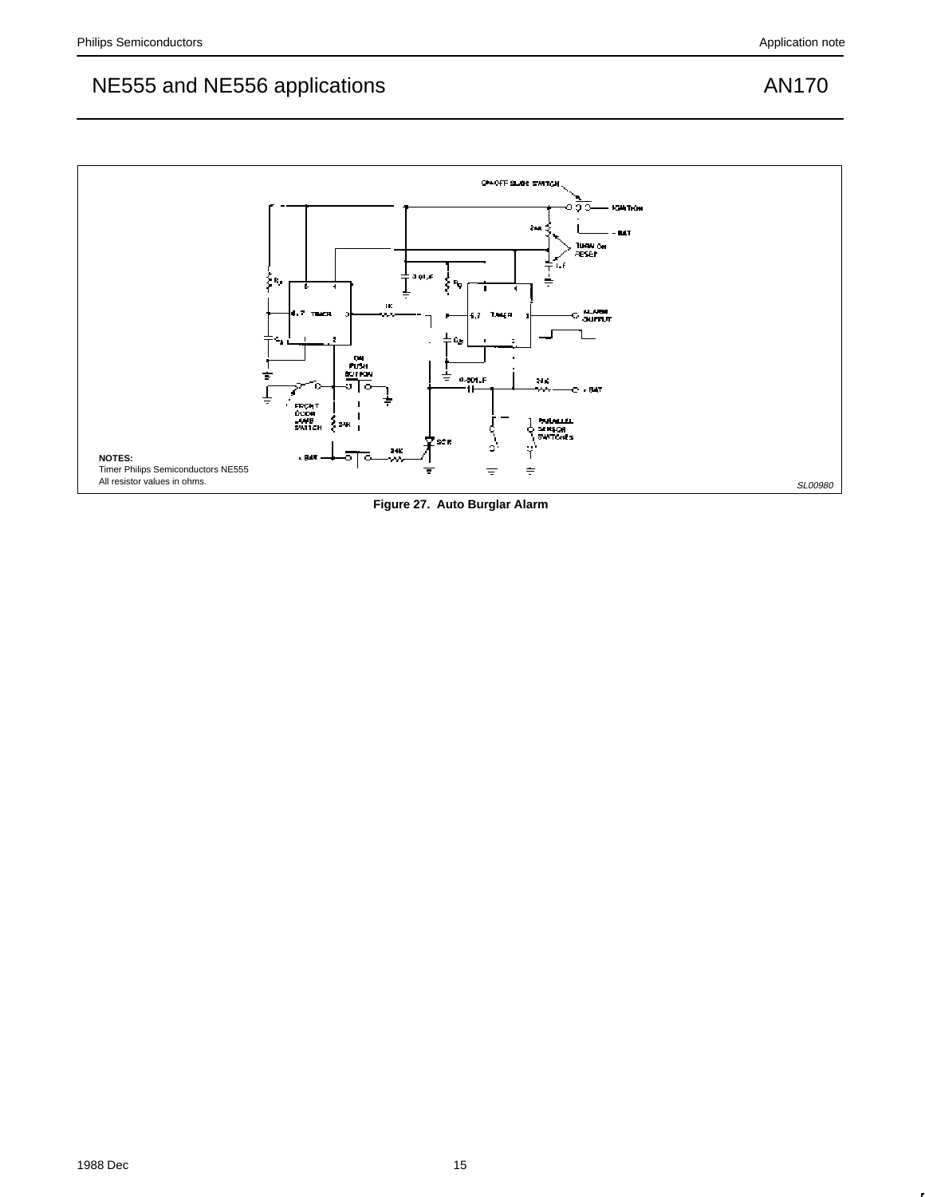NOTES:
Timer Philips Semiconductors NE555
All resistor values in ohms.

SL00980

**Figure 27. Auto Burglar Alarm**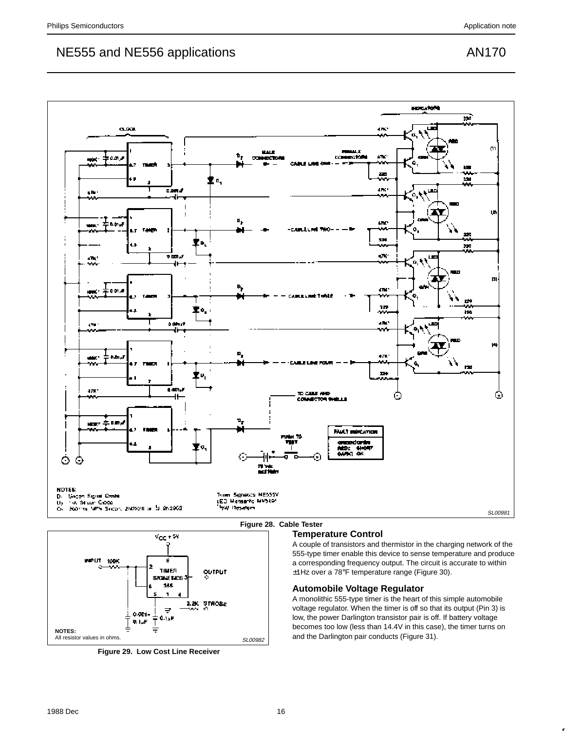**Figure 28. Cable Tester**

NOTES:
D: Silicon Signal Diode
D₁: 1A Silicon Diode
Q: 800mW NPN Silicon, 2N2926 or 2N2900

Timer: Signetics NE555V
LED: Monsanto MV5491
*¼W Resistors

**Figure 29. Low Cost Line Receiver**

NOTES:
All resistor values in ohms.

### Temperature Control

A couple of transistors and thermistor in the charging network of the 555-type timer enable this device to sense temperature and produce a corresponding frequency output. The circuit is accurate to within ±1Hz over a 78°F temperature range (Figure 30).

### Automobile Voltage Regulator

A monolithic 555-type timer is the heart of this simple automobile voltage regulator. When the timer is off so that its output (Pin 3) is low, the power Darlington transistor pair is off. If battery voltage becomes too low (less than 14.4V in this case), the timer turns on and the Darlington pair conducts (Figure 31).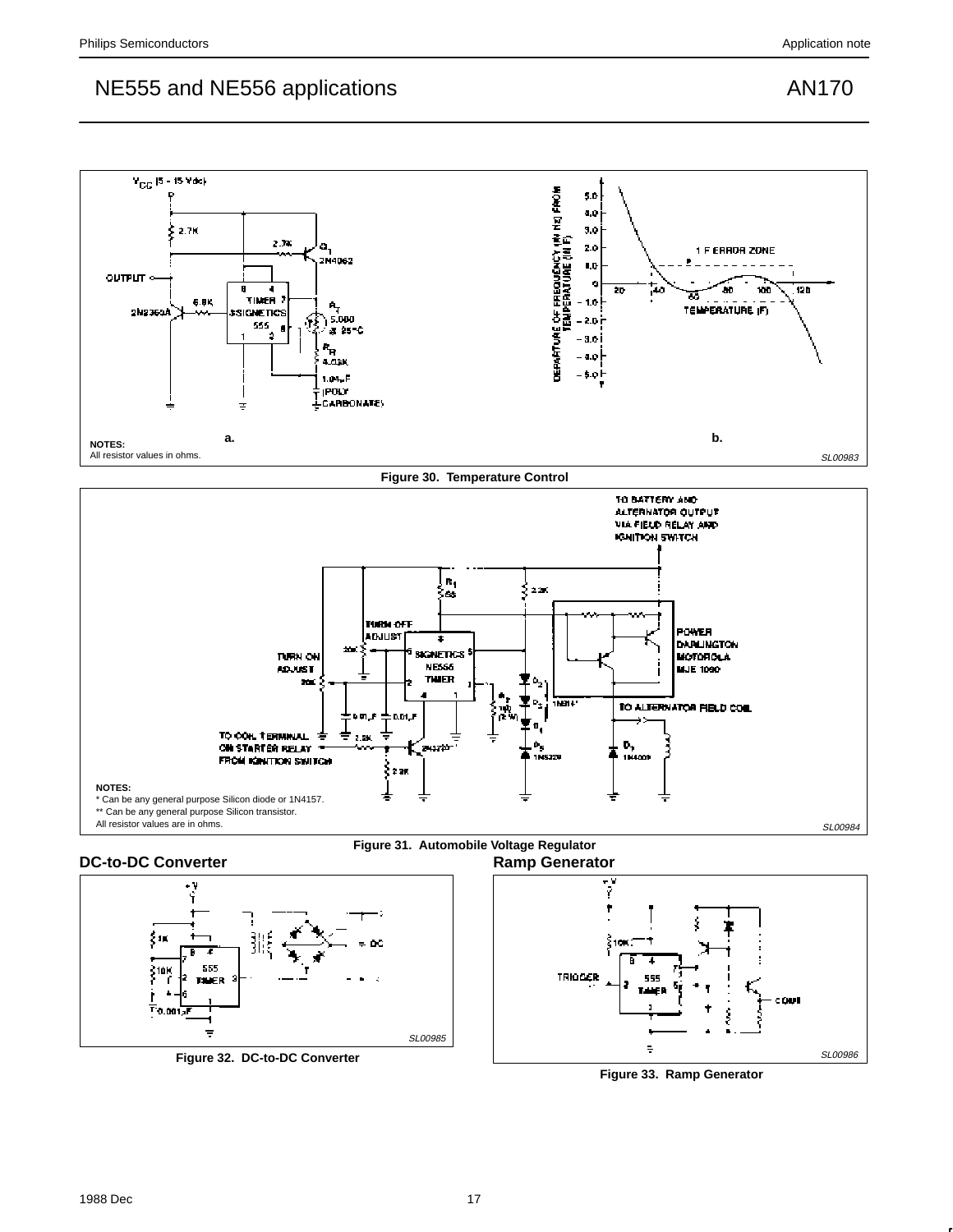NOTES:
All resistor values in ohms.

a.

b.

Figure 30. Temperature Control

NOTES:
* Can be any general purpose Silicon diode or 1N4157.
** Can be any general purpose Silicon transistor.
All resistor values are in ohms.

Figure 31. Automobile Voltage Regulator

## DC-to-DC Converter

Figure 32. DC-to-DC Converter

## Ramp Generator

Figure 33. Ramp Generator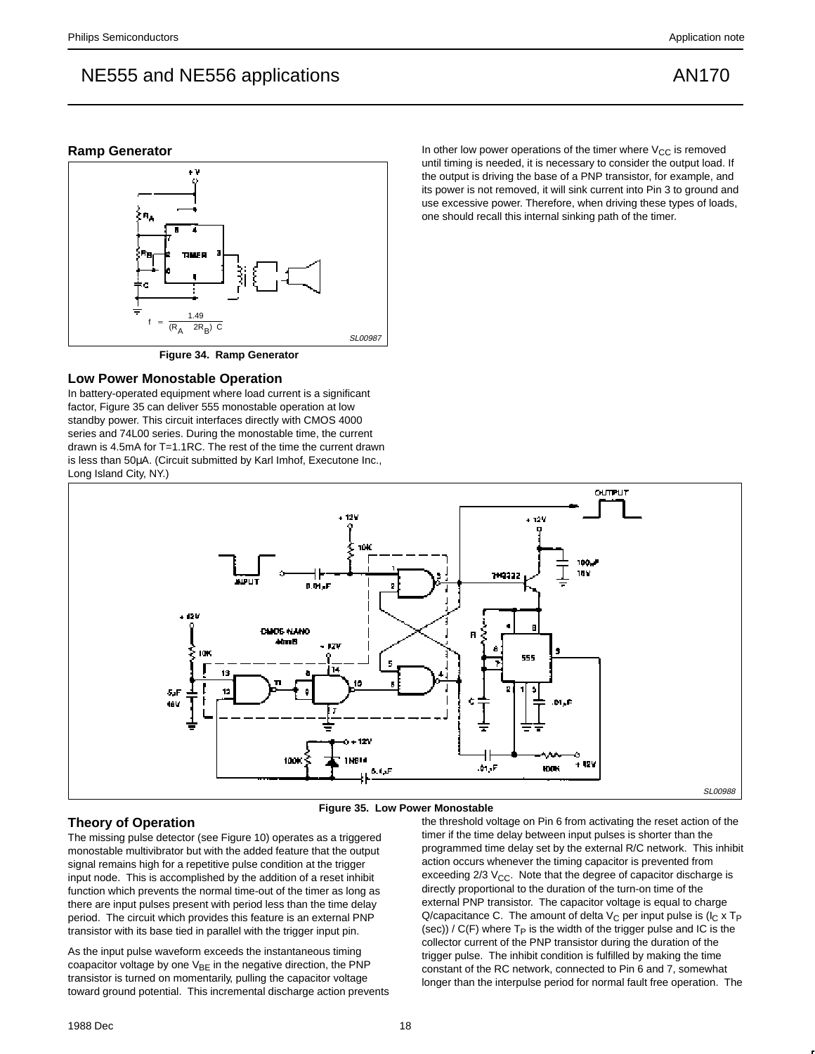## Ramp Generator

$$f = \frac{1.49}{(R_A \quad 2R_B)\ C}$$

SL00987

**Figure 34. Ramp Generator**

## Low Power Monostable Operation

In battery-operated equipment where load current is a significant factor, Figure 35 can deliver 555 monostable operation at low standby power. This circuit interfaces directly with CMOS 4000 series and 74L00 series. During the monostable time, the current drawn is 4.5mA for T=1.1RC. The rest of the time the current drawn is less than 50µA. (Circuit submitted by Karl Imhof, Executone Inc., Long Island City, NY.)

In other low power operations of the timer where $V_{CC}$ is removed until timing is needed, it is necessary to consider the output load. If the output is driving the base of a PNP transistor, for example, and its power is not removed, it will sink current into Pin 3 to ground and use excessive power. Therefore, when driving these types of loads, one should recall this internal sinking path of the timer.

SL00988

**Figure 35. Low Power Monostable**

## Theory of Operation

The missing pulse detector (see Figure 10) operates as a triggered monostable multivibrator but with the added feature that the output signal remains high for a repetitive pulse condition at the trigger input node. This is accomplished by the addition of a reset inhibit function which prevents the normal time-out of the timer as long as there are input pulses present with period less than the time delay period. The circuit which provides this feature is an external PNP transistor with its base tied in parallel with the trigger input pin.

As the input pulse waveform exceeds the instantaneous timing coapacitor voltage by one $V_{BE}$ in the negative direction, the PNP transistor is turned on momentarily, pulling the capacitor voltage toward ground potential. This incremental discharge action prevents the threshold voltage on Pin 6 from activating the reset action of the timer if the time delay between input pulses is shorter than the programmed time delay set by the external R/C network. This inhibit action occurs whenever the timing capacitor is prevented from exceeding 2/3 $V_{CC}$. Note that the degree of capacitor discharge is directly proportional to the duration of the turn-on time of the external PNP transistor. The capacitor voltage is equal to charge Q/capacitance C. The amount of delta $V_C$ per input pulse is ($I_C$ x $T_P$ (sec)) / C(F) where $T_P$ is the width of the trigger pulse and IC is the collector current of the PNP transistor during the duration of the trigger pulse. The inhibit condition is fulfilled by making the time constant of the RC network, connected to Pin 6 and 7, somewhat longer than the interpulse period for normal fault free operation. The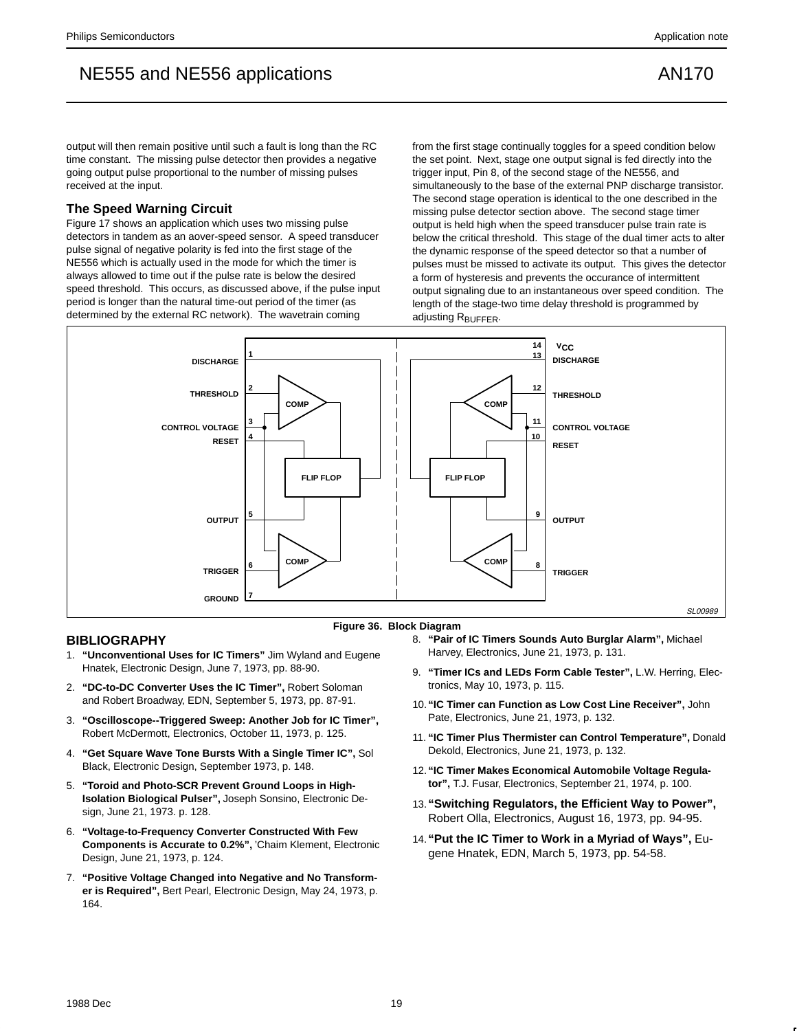output will then remain positive until such a fault is long than the RC time constant. The missing pulse detector then provides a negative going output pulse proportional to the number of missing pulses received at the input.

### The Speed Warning Circuit

Figure 17 shows an application which uses two missing pulse detectors in tandem as an aover-speed sensor. A speed transducer pulse signal of negative polarity is fed into the first stage of the NE556 which is actually used in the mode for which the timer is always allowed to time out if the pulse rate is below the desired speed threshold. This occurs, as discussed above, if the pulse input period is longer than the natural time-out period of the timer (as determined by the external RC network). The wavetrain coming from the first stage continually toggles for a speed condition below the set point. Next, stage one output signal is fed directly into the trigger input, Pin 8, of the second stage of the NE556, and simultaneously to the base of the external PNP discharge transistor. The second stage operation is identical to the one described in the missing pulse detector section above. The second stage timer output is held high when the speed transducer pulse train rate is below the critical threshold. This stage of the dual timer acts to alter the dynamic response of the speed detector so that a number of pulses must be missed to activate its output. This gives the detector a form of hysteresis and prevents the occurance of intermittent output signaling due to an instantaneous over speed condition. The length of the stage-two time delay threshold is programmed by adjusting $R_{BUFFER}$.

DISCHARGE 1
THRESHOLD 2
CONTROL VOLTAGE 3
RESET 4
OUTPUT 5
TRIGGER 6
GROUND 7
COMP
FLIP FLOP
COMP
14 $V_{CC}$
13 DISCHARGE
12 THRESHOLD
11 CONTROL VOLTAGE
10 RESET
9 OUTPUT
8 TRIGGER
COMP
FLIP FLOP
COMP
SL00989

Figure 36. Block Diagram

### BIBLIOGRAPHY

1. **“Unconventional Uses for IC Timers”** Jim Wyland and Eugene Hnatek, Electronic Design, June 7, 1973, pp. 88-90.
2. **“DC-to-DC Converter Uses the IC Timer”,** Robert Soloman and Robert Broadway, EDN, September 5, 1973, pp. 87-91.
3. **“Oscilloscope--Triggered Sweep: Another Job for IC Timer”,** Robert McDermott, Electronics, October 11, 1973, p. 125.
4. **“Get Square Wave Tone Bursts With a Single Timer IC”,** Sol Black, Electronic Design, September 1973, p. 148.
5. **“Toroid and Photo-SCR Prevent Ground Loops in High-Isolation Biological Pulser”,** Joseph Sonsino, Electronic Design, June 21, 1973. p. 128.
6. **“Voltage-to-Frequency Converter Constructed With Few Components is Accurate to 0.2%”,** ’Chaim Klement, Electronic Design, June 21, 1973, p. 124.
7. **“Positive Voltage Changed into Negative and No Transformer is Required”,** Bert Pearl, Electronic Design, May 24, 1973, p. 164.
8. **“Pair of IC Timers Sounds Auto Burglar Alarm”,** Michael Harvey, Electronics, June 21, 1973, p. 131.
9. **“Timer ICs and LEDs Form Cable Tester”,** L.W. Herring, Electronics, May 10, 1973, p. 115.
10. **“IC Timer can Function as Low Cost Line Receiver”,** John Pate, Electronics, June 21, 1973, p. 132.
11. **“IC Timer Plus Thermister can Control Temperature”,** Donald Dekold, Electronics, June 21, 1973, p. 132.
12. **“IC Timer Makes Economical Automobile Voltage Regulator”,** T.J. Fusar, Electronics, September 21, 1974, p. 100.
13. **“Switching Regulators, the Efficient Way to Power”,** Robert Olla, Electronics, August 16, 1973, pp. 94-95.
14. **“Put the IC Timer to Work in a Myriad of Ways”,** Eugene Hnatek, EDN, March 5, 1973, pp. 54-58.